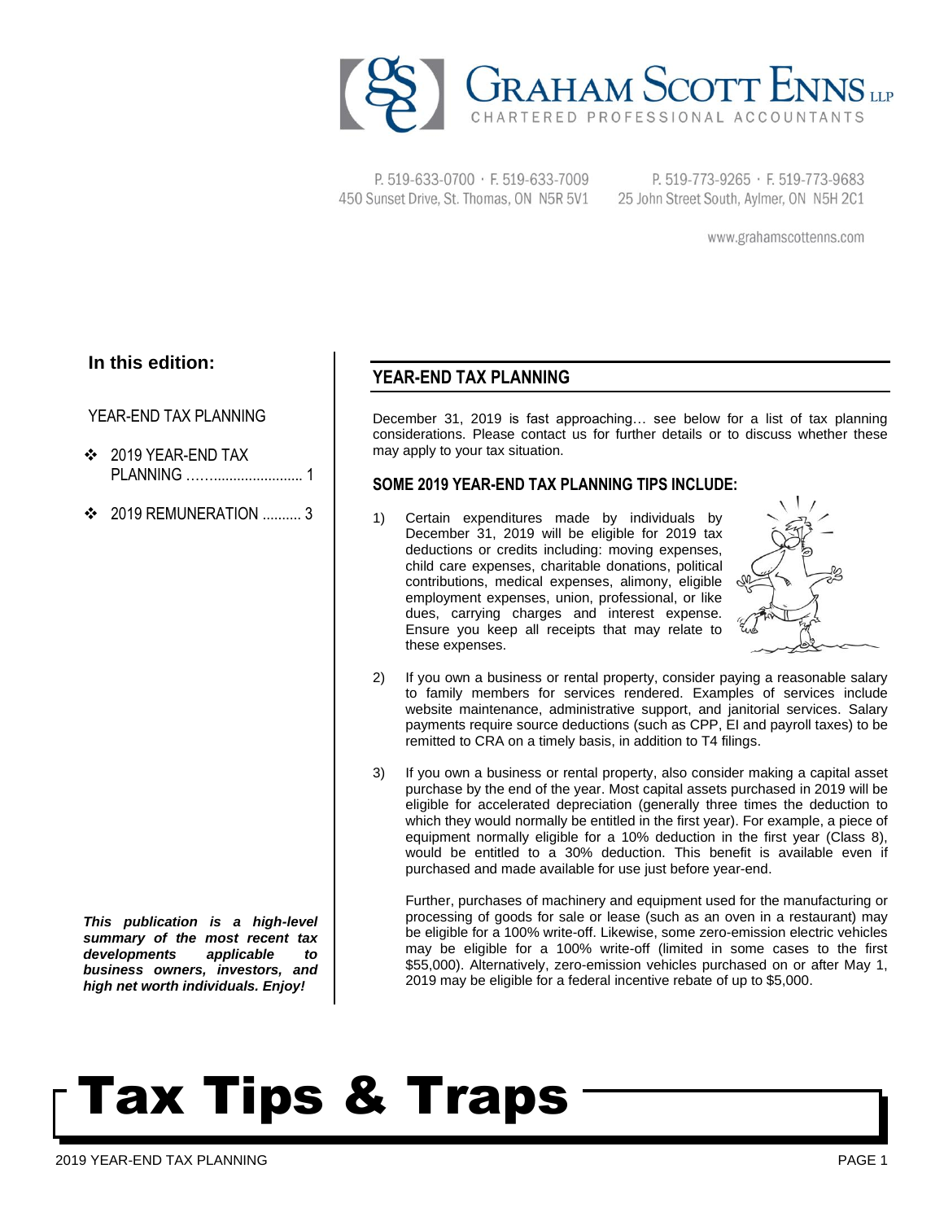# GRAHAM SCOTT ENNS LLP

CHARTERED PROFESSIONAL ACCOUNTANTS

P. 519-633-0700 · F. 519-633-7009
450 Sunset Drive, St. Thomas, ON N5R 5V1

P. 519-773-9265 · F. 519-773-9683
25 John Street South, Aylmer, ON N5H 2C1

www.grahamscottenns.com

**In this edition:**

YEAR-END TAX PLANNING

- 2019 YEAR-END TAX PLANNING ........................... 1
- 2019 REMUNERATION .......... 3

***This publication is a high-level summary of the most recent tax developments applicable to business owners, investors, and high net worth individuals. Enjoy!***

## YEAR-END TAX PLANNING

December 31, 2019 is fast approaching… see below for a list of tax planning considerations. Please contact us for further details or to discuss whether these may apply to your tax situation.

### SOME 2019 YEAR-END TAX PLANNING TIPS INCLUDE:

1) Certain expenditures made by individuals by December 31, 2019 will be eligible for 2019 tax deductions or credits including: moving expenses, child care expenses, charitable donations, political contributions, medical expenses, alimony, eligible employment expenses, union, professional, or like dues, carrying charges and interest expense. Ensure you keep all receipts that may relate to these expenses.

2) If you own a business or rental property, consider paying a reasonable salary to family members for services rendered. Examples of services include website maintenance, administrative support, and janitorial services. Salary payments require source deductions (such as CPP, EI and payroll taxes) to be remitted to CRA on a timely basis, in addition to T4 filings.

3) If you own a business or rental property, also consider making a capital asset purchase by the end of the year. Most capital assets purchased in 2019 will be eligible for accelerated depreciation (generally three times the deduction to which they would normally be entitled in the first year). For example, a piece of equipment normally eligible for a 10% deduction in the first year (Class 8), would be entitled to a 30% deduction. This benefit is available even if purchased and made available for use just before year-end.

   Further, purchases of machinery and equipment used for the manufacturing or processing of goods for sale or lease (such as an oven in a restaurant) may be eligible for a 100% write-off. Likewise, some zero-emission electric vehicles may be eligible for a 100% write-off (limited in some cases to the first $55,000). Alternatively, zero-emission vehicles purchased on or after May 1, 2019 may be eligible for a federal incentive rebate of up to $5,000.

# Tax Tips & Traps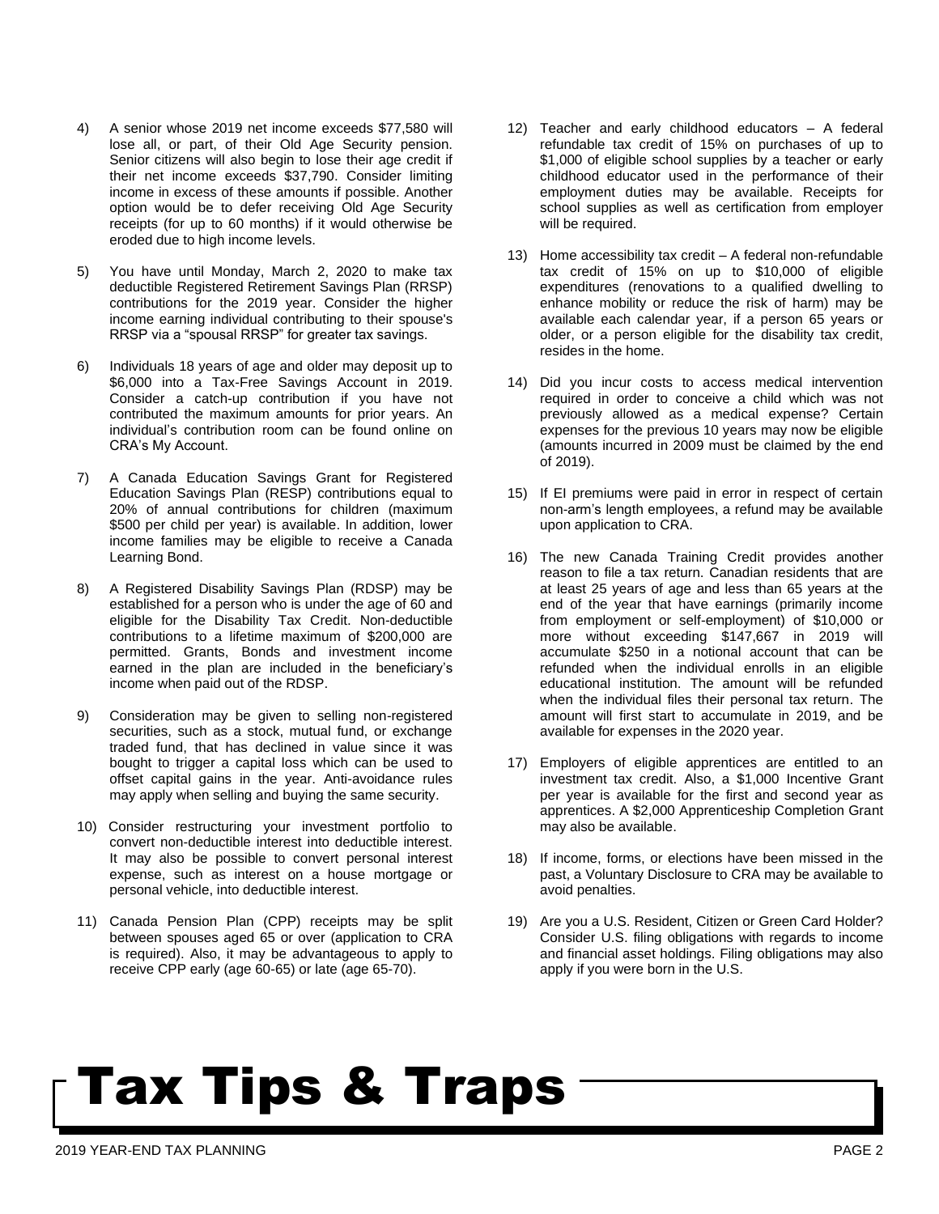4) A senior whose 2019 net income exceeds $77,580 will lose all, or part, of their Old Age Security pension. Senior citizens will also begin to lose their age credit if their net income exceeds $37,790. Consider limiting income in excess of these amounts if possible. Another option would be to defer receiving Old Age Security receipts (for up to 60 months) if it would otherwise be eroded due to high income levels.

5) You have until Monday, March 2, 2020 to make tax deductible Registered Retirement Savings Plan (RRSP) contributions for the 2019 year. Consider the higher income earning individual contributing to their spouse's RRSP via a "spousal RRSP" for greater tax savings.

6) Individuals 18 years of age and older may deposit up to $6,000 into a Tax-Free Savings Account in 2019. Consider a catch-up contribution if you have not contributed the maximum amounts for prior years. An individual's contribution room can be found online on CRA's My Account.

7) A Canada Education Savings Grant for Registered Education Savings Plan (RESP) contributions equal to 20% of annual contributions for children (maximum $500 per child per year) is available. In addition, lower income families may be eligible to receive a Canada Learning Bond.

8) A Registered Disability Savings Plan (RDSP) may be established for a person who is under the age of 60 and eligible for the Disability Tax Credit. Non-deductible contributions to a lifetime maximum of $200,000 are permitted. Grants, Bonds and investment income earned in the plan are included in the beneficiary's income when paid out of the RDSP.

9) Consideration may be given to selling non-registered securities, such as a stock, mutual fund, or exchange traded fund, that has declined in value since it was bought to trigger a capital loss which can be used to offset capital gains in the year. Anti-avoidance rules may apply when selling and buying the same security.

10) Consider restructuring your investment portfolio to convert non-deductible interest into deductible interest. It may also be possible to convert personal interest expense, such as interest on a house mortgage or personal vehicle, into deductible interest.

11) Canada Pension Plan (CPP) receipts may be split between spouses aged 65 or over (application to CRA is required). Also, it may be advantageous to apply to receive CPP early (age 60-65) or late (age 65-70).

12) Teacher and early childhood educators – A federal refundable tax credit of 15% on purchases of up to $1,000 of eligible school supplies by a teacher or early childhood educator used in the performance of their employment duties may be available. Receipts for school supplies as well as certification from employer will be required.

13) Home accessibility tax credit – A federal non-refundable tax credit of 15% on up to $10,000 of eligible expenditures (renovations to a qualified dwelling to enhance mobility or reduce the risk of harm) may be available each calendar year, if a person 65 years or older, or a person eligible for the disability tax credit, resides in the home.

14) Did you incur costs to access medical intervention required in order to conceive a child which was not previously allowed as a medical expense? Certain expenses for the previous 10 years may now be eligible (amounts incurred in 2009 must be claimed by the end of 2019).

15) If EI premiums were paid in error in respect of certain non-arm's length employees, a refund may be available upon application to CRA.

16) The new Canada Training Credit provides another reason to file a tax return. Canadian residents that are at least 25 years of age and less than 65 years at the end of the year that have earnings (primarily income from employment or self-employment) of $10,000 or more without exceeding $147,667 in 2019 will accumulate $250 in a notional account that can be refunded when the individual enrolls in an eligible educational institution. The amount will be refunded when the individual files their personal tax return. The amount will first start to accumulate in 2019, and be available for expenses in the 2020 year.

17) Employers of eligible apprentices are entitled to an investment tax credit. Also, a $1,000 Incentive Grant per year is available for the first and second year as apprentices. A $2,000 Apprenticeship Completion Grant may also be available.

18) If income, forms, or elections have been missed in the past, a Voluntary Disclosure to CRA may be available to avoid penalties.

19) Are you a U.S. Resident, Citizen or Green Card Holder? Consider U.S. filing obligations with regards to income and financial asset holdings. Filing obligations may also apply if you were born in the U.S.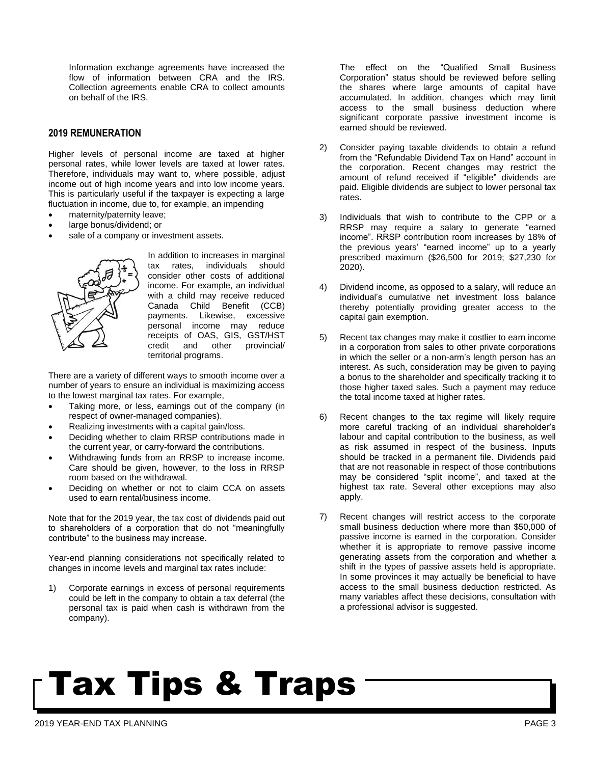Information exchange agreements have increased the flow of information between CRA and the IRS. Collection agreements enable CRA to collect amounts on behalf of the IRS.

## 2019 REMUNERATION

Higher levels of personal income are taxed at higher personal rates, while lower levels are taxed at lower rates. Therefore, individuals may want to, where possible, adjust income out of high income years and into low income years. This is particularly useful if the taxpayer is expecting a large fluctuation in income, due to, for example, an impending

- maternity/paternity leave;
- large bonus/dividend; or
- sale of a company or investment assets.

In addition to increases in marginal tax rates, individuals should consider other costs of additional income. For example, an individual with a child may receive reduced Canada Child Benefit (CCB) payments. Likewise, excessive personal income may reduce receipts of OAS, GIS, GST/HST credit and other provincial/territorial programs.

There are a variety of different ways to smooth income over a number of years to ensure an individual is maximizing access to the lowest marginal tax rates. For example,

- Taking more, or less, earnings out of the company (in respect of owner-managed companies).
- Realizing investments with a capital gain/loss.
- Deciding whether to claim RRSP contributions made in the current year, or carry-forward the contributions.
- Withdrawing funds from an RRSP to increase income. Care should be given, however, to the loss in RRSP room based on the withdrawal.
- Deciding on whether or not to claim CCA on assets used to earn rental/business income.

Note that for the 2019 year, the tax cost of dividends paid out to shareholders of a corporation that do not "meaningfully contribute" to the business may increase.

Year-end planning considerations not specifically related to changes in income levels and marginal tax rates include:

1) Corporate earnings in excess of personal requirements could be left in the company to obtain a tax deferral (the personal tax is paid when cash is withdrawn from the company).

   The effect on the "Qualified Small Business Corporation" status should be reviewed before selling the shares where large amounts of capital have accumulated. In addition, changes which may limit access to the small business deduction where significant corporate passive investment income is earned should be reviewed.

2) Consider paying taxable dividends to obtain a refund from the "Refundable Dividend Tax on Hand" account in the corporation. Recent changes may restrict the amount of refund received if "eligible" dividends are paid. Eligible dividends are subject to lower personal tax rates.

3) Individuals that wish to contribute to the CPP or a RRSP may require a salary to generate "earned income". RRSP contribution room increases by 18% of the previous years' "earned income" up to a yearly prescribed maximum ($26,500 for 2019; $27,230 for 2020).

4) Dividend income, as opposed to a salary, will reduce an individual's cumulative net investment loss balance thereby potentially providing greater access to the capital gain exemption.

5) Recent tax changes may make it costlier to earn income in a corporation from sales to other private corporations in which the seller or a non-arm's length person has an interest. As such, consideration may be given to paying a bonus to the shareholder and specifically tracking it to those higher taxed sales. Such a payment may reduce the total income taxed at higher rates.

6) Recent changes to the tax regime will likely require more careful tracking of an individual shareholder's labour and capital contribution to the business, as well as risk assumed in respect of the business. Inputs should be tracked in a permanent file. Dividends paid that are not reasonable in respect of those contributions may be considered "split income", and taxed at the highest tax rate. Several other exceptions may also apply.

7) Recent changes will restrict access to the corporate small business deduction where more than $50,000 of passive income is earned in the corporation. Consider whether it is appropriate to remove passive income generating assets from the corporation and whether a shift in the types of passive assets held is appropriate. In some provinces it may actually be beneficial to have access to the small business deduction restricted. As many variables affect these decisions, consultation with a professional advisor is suggested.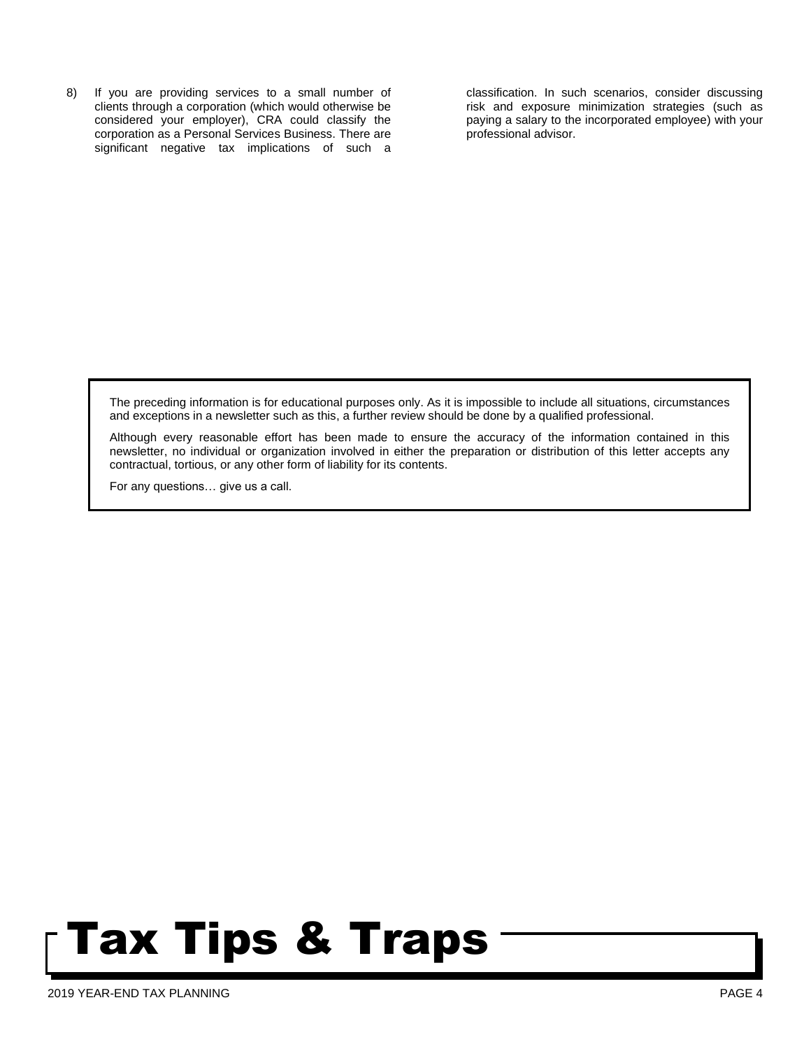8) If you are providing services to a small number of clients through a corporation (which would otherwise be considered your employer), CRA could classify the corporation as a Personal Services Business. There are significant negative tax implications of such a classification. In such scenarios, consider discussing risk and exposure minimization strategies (such as paying a salary to the incorporated employee) with your professional advisor.

---

The preceding information is for educational purposes only. As it is impossible to include all situations, circumstances and exceptions in a newsletter such as this, a further review should be done by a qualified professional.

Although every reasonable effort has been made to ensure the accuracy of the information contained in this newsletter, no individual or organization involved in either the preparation or distribution of this letter accepts any contractual, tortious, or any other form of liability for its contents.

For any questions… give us a call.

---